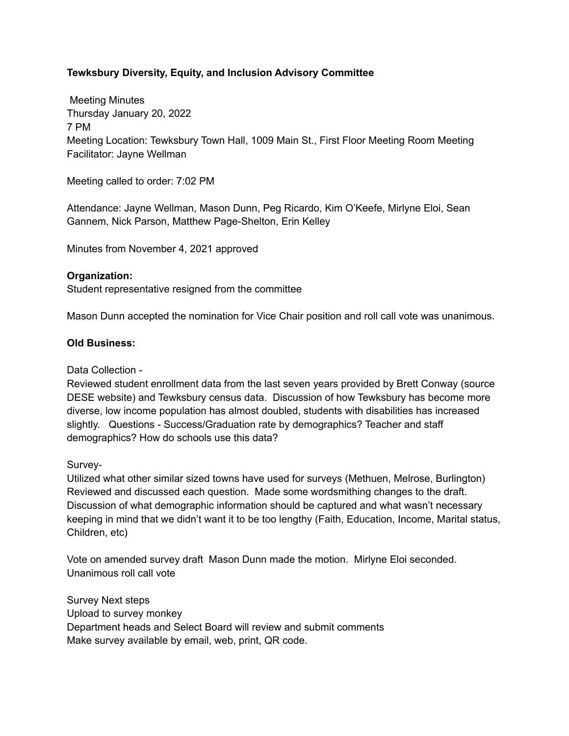**Tewksbury Diversity, Equity, and Inclusion Advisory Committee**

Meeting Minutes
Thursday January 20, 2022
7 PM
Meeting Location: Tewksbury Town Hall, 1009 Main St., First Floor Meeting Room Meeting Facilitator: Jayne Wellman

Meeting called to order: 7:02 PM

Attendance: Jayne Wellman, Mason Dunn, Peg Ricardo, Kim O'Keefe, Mirlyne Eloi, Sean Gannem, Nick Parson, Matthew Page-Shelton, Erin Kelley

Minutes from November 4, 2021 approved

**Organization:**
Student representative resigned from the committee

Mason Dunn accepted the nomination for Vice Chair position and roll call vote was unanimous.

**Old Business:**

Data Collection -
Reviewed student enrollment data from the last seven years provided by Brett Conway (source DESE website) and Tewksbury census data. Discussion of how Tewksbury has become more diverse, low income population has almost doubled, students with disabilities has increased slightly. Questions - Success/Graduation rate by demographics? Teacher and staff demographics? How do schools use this data?

Survey-
Utilized what other similar sized towns have used for surveys (Methuen, Melrose, Burlington) Reviewed and discussed each question. Made some wordsmithing changes to the draft. Discussion of what demographic information should be captured and what wasn't necessary keeping in mind that we didn't want it to be too lengthy (Faith, Education, Income, Marital status, Children, etc)

Vote on amended survey draft Mason Dunn made the motion. Mirlyne Eloi seconded. Unanimous roll call vote

Survey Next steps
Upload to survey monkey
Department heads and Select Board will review and submit comments
Make survey available by email, web, print, QR code.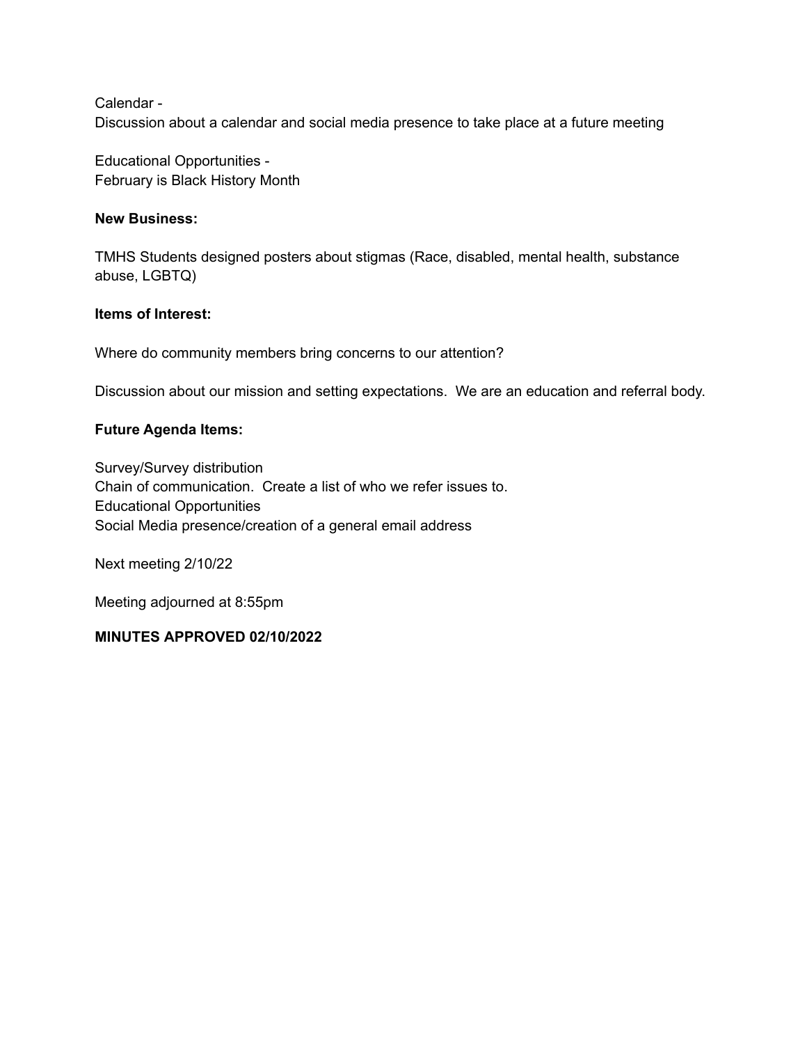Calendar -
Discussion about a calendar and social media presence to take place at a future meeting

Educational Opportunities -
February is Black History Month

**New Business:**

TMHS Students designed posters about stigmas (Race, disabled, mental health, substance abuse, LGBTQ)

**Items of Interest:**

Where do community members bring concerns to our attention?

Discussion about our mission and setting expectations. We are an education and referral body.

**Future Agenda Items:**

Survey/Survey distribution
Chain of communication. Create a list of who we refer issues to.
Educational Opportunities
Social Media presence/creation of a general email address

Next meeting 2/10/22

Meeting adjourned at 8:55pm

**MINUTES APPROVED 02/10/2022**